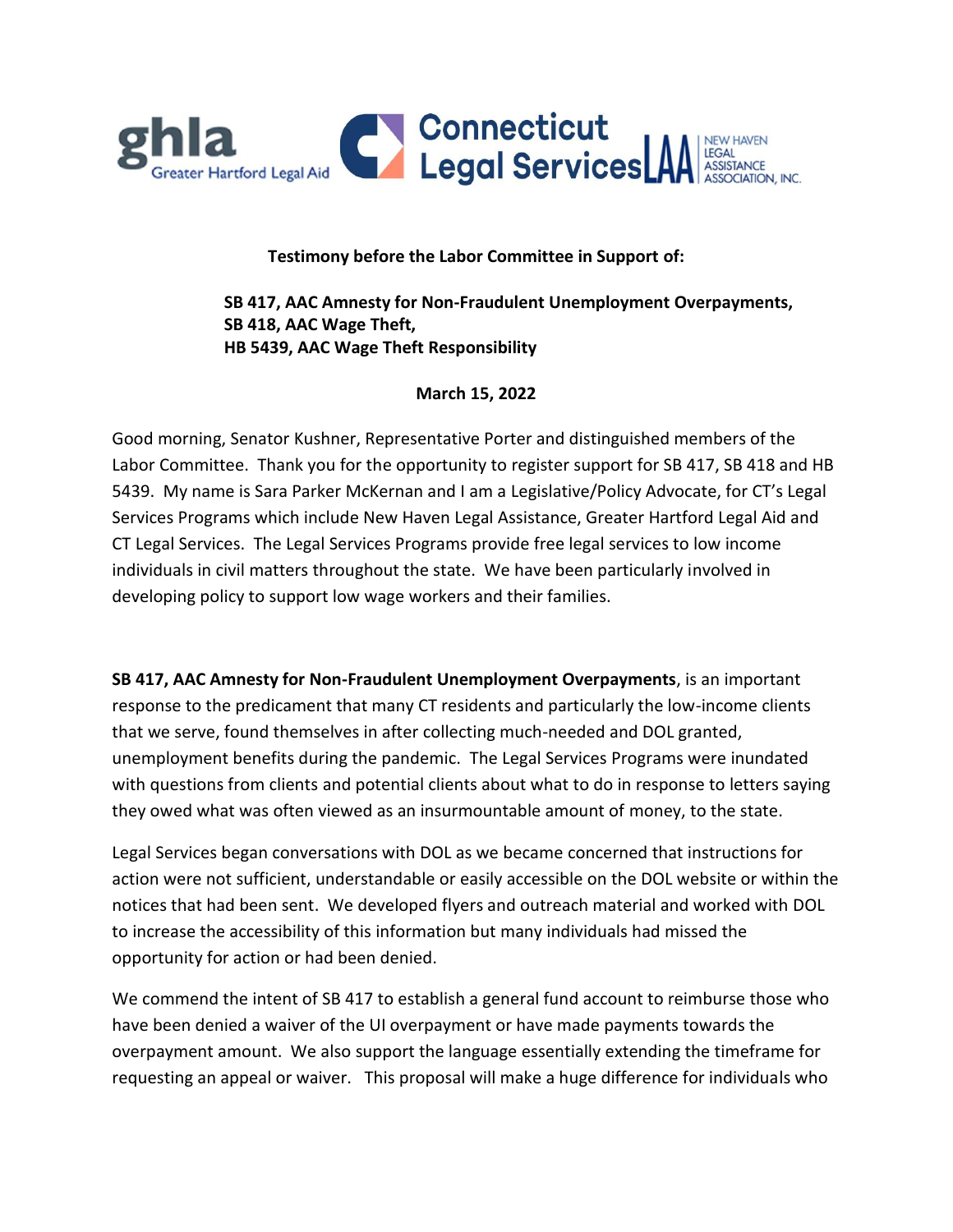**Testimony before the Labor Committee in Support of:**

**SB 417, AAC Amnesty for Non-Fraudulent Unemployment Overpayments,**
**SB 418, AAC Wage Theft,**
**HB 5439, AAC Wage Theft Responsibility**

**March 15, 2022**

Good morning, Senator Kushner, Representative Porter and distinguished members of the Labor Committee. Thank you for the opportunity to register support for SB 417, SB 418 and HB 5439. My name is Sara Parker McKernan and I am a Legislative/Policy Advocate, for CT's Legal Services Programs which include New Haven Legal Assistance, Greater Hartford Legal Aid and CT Legal Services. The Legal Services Programs provide free legal services to low income individuals in civil matters throughout the state. We have been particularly involved in developing policy to support low wage workers and their families.

**SB 417, AAC Amnesty for Non-Fraudulent Unemployment Overpayments**, is an important response to the predicament that many CT residents and particularly the low-income clients that we serve, found themselves in after collecting much-needed and DOL granted, unemployment benefits during the pandemic. The Legal Services Programs were inundated with questions from clients and potential clients about what to do in response to letters saying they owed what was often viewed as an insurmountable amount of money, to the state.

Legal Services began conversations with DOL as we became concerned that instructions for action were not sufficient, understandable or easily accessible on the DOL website or within the notices that had been sent. We developed flyers and outreach material and worked with DOL to increase the accessibility of this information but many individuals had missed the opportunity for action or had been denied.

We commend the intent of SB 417 to establish a general fund account to reimburse those who have been denied a waiver of the UI overpayment or have made payments towards the overpayment amount. We also support the language essentially extending the timeframe for requesting an appeal or waiver. This proposal will make a huge difference for individuals who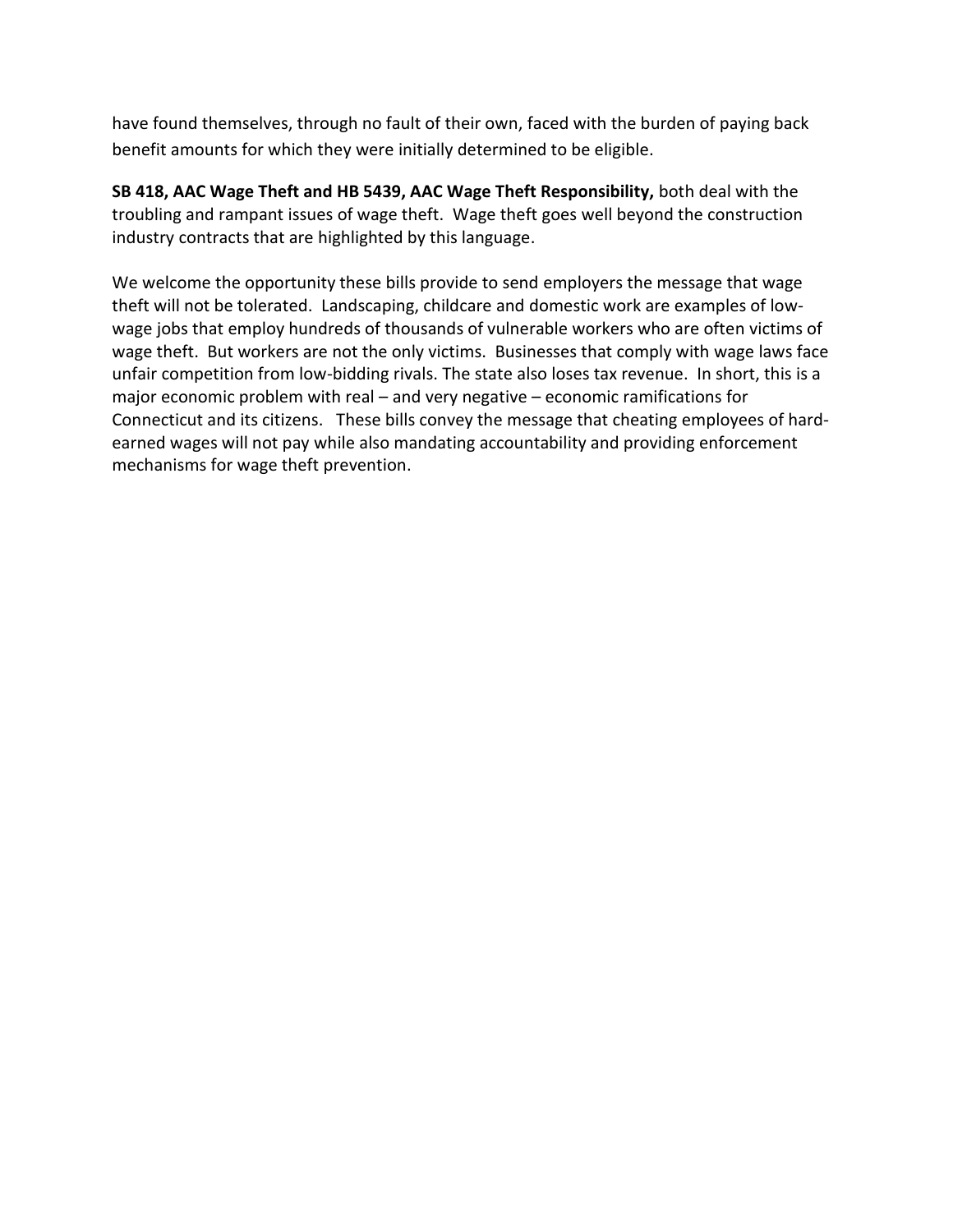have found themselves, through no fault of their own, faced with the burden of paying back benefit amounts for which they were initially determined to be eligible.

**SB 418, AAC Wage Theft and HB 5439, AAC Wage Theft Responsibility,** both deal with the troubling and rampant issues of wage theft. Wage theft goes well beyond the construction industry contracts that are highlighted by this language.

We welcome the opportunity these bills provide to send employers the message that wage theft will not be tolerated. Landscaping, childcare and domestic work are examples of low-wage jobs that employ hundreds of thousands of vulnerable workers who are often victims of wage theft. But workers are not the only victims. Businesses that comply with wage laws face unfair competition from low-bidding rivals. The state also loses tax revenue. In short, this is a major economic problem with real – and very negative – economic ramifications for Connecticut and its citizens. These bills convey the message that cheating employees of hard-earned wages will not pay while also mandating accountability and providing enforcement mechanisms for wage theft prevention.